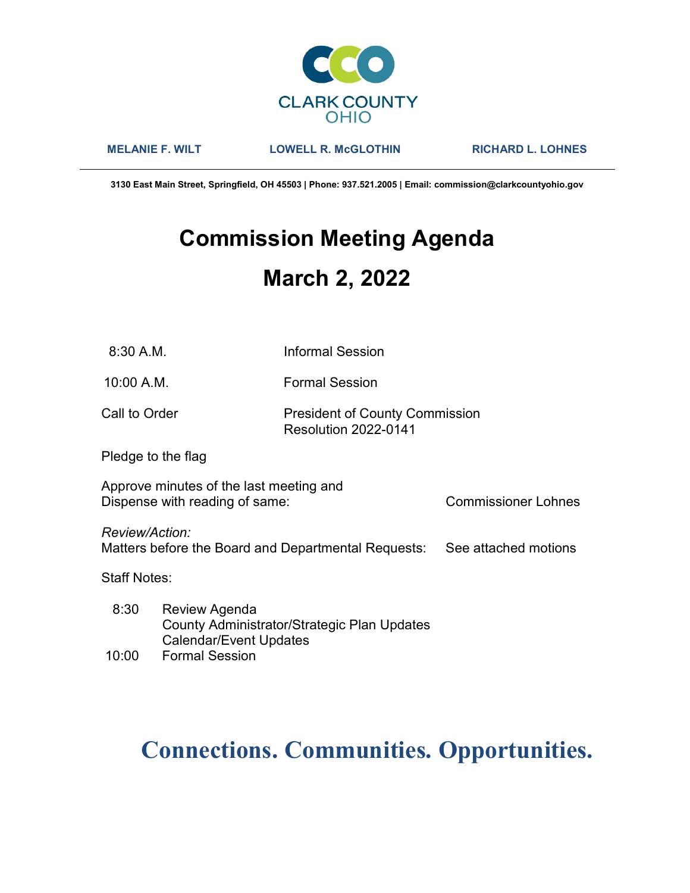CLARK COUNTY
OHIO

**MELANIE F. WILT** **LOWELL R. McGLOTHIN** **RICHARD L. LOHNES**

---

**3130 East Main Street, Springfield, OH 45503 | Phone: 937.521.2005 | Email: commission@clarkcountyohio.gov**

# Commission Meeting Agenda

# March 2, 2022

| | | |
|---|---|---|
| 8:30 A.M. | Informal Session | |
| 10:00 A.M. | Formal Session | |
| Call to Order | President of County Commission<br>Resolution 2022-0141 | |
| Pledge to the flag | | |
| Approve minutes of the last meeting and<br>Dispense with reading of same: | | Commissioner Lohnes |
| *Review/Action:*<br>Matters before the Board and Departmental Requests: | | See attached motions |

Staff Notes:

| | |
|---|---|
| 8:30 | Review Agenda<br>County Administrator/Strategic Plan Updates<br>Calendar/Event Updates |
| 10:00 | Formal Session |

## Connections. Communities. Opportunities.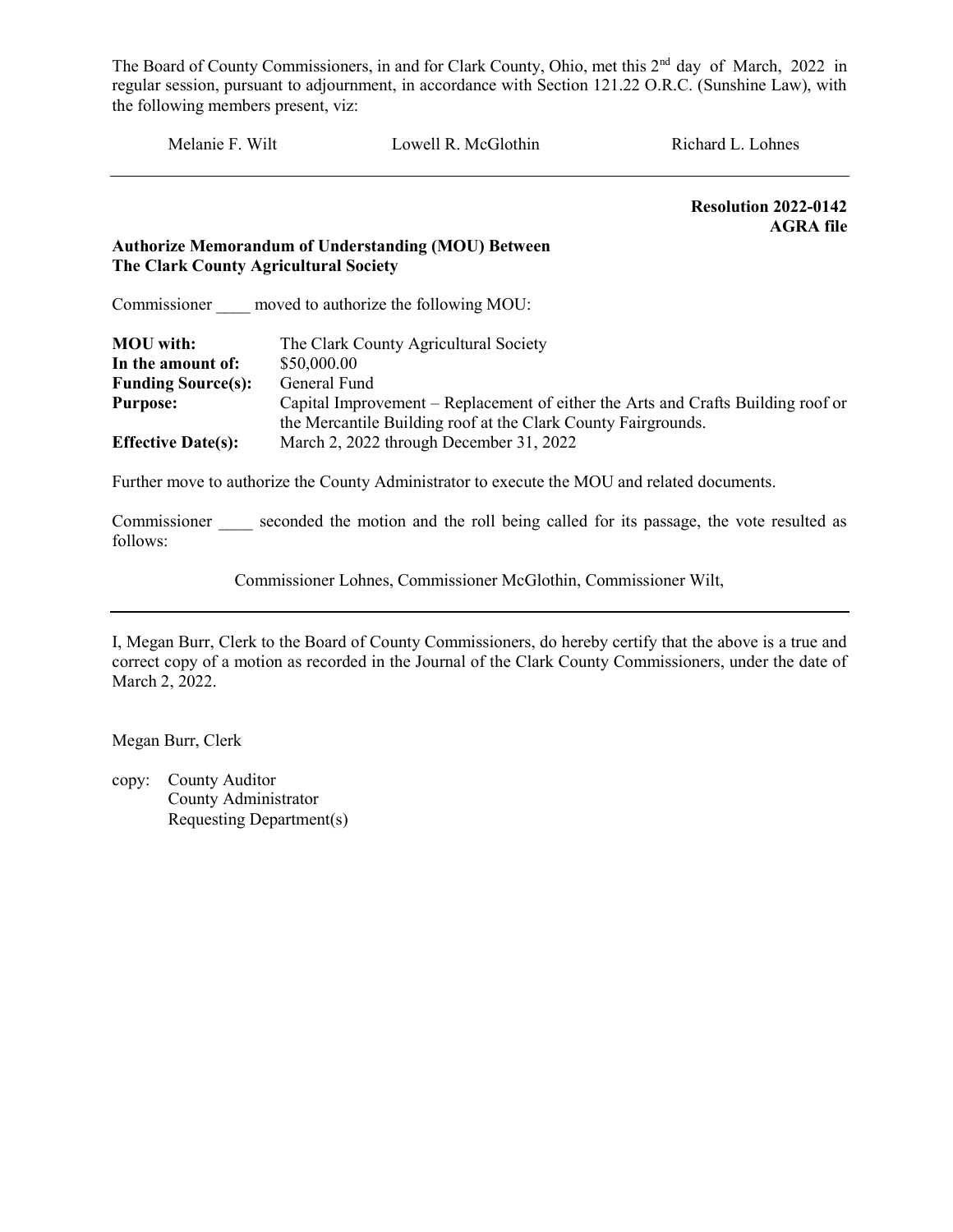The Board of County Commissioners, in and for Clark County, Ohio, met this 2nd day of March, 2022 in regular session, pursuant to adjournment, in accordance with Section 121.22 O.R.C. (Sunshine Law), with the following members present, viz:

Melanie F. Wilt　　　　Lowell R. McGlothin　　　　Richard L. Lohnes

---

**Resolution 2022-0142**
**AGRA file**

**Authorize Memorandum of Understanding (MOU) Between The Clark County Agricultural Society**

Commissioner ____ moved to authorize the following MOU:

| | |
|---|---|
| **MOU with:** | The Clark County Agricultural Society |
| **In the amount of:** | $50,000.00 |
| **Funding Source(s):** | General Fund |
| **Purpose:** | Capital Improvement – Replacement of either the Arts and Crafts Building roof or the Mercantile Building roof at the Clark County Fairgrounds. |
| **Effective Date(s):** | March 2, 2022 through December 31, 2022 |

Further move to authorize the County Administrator to execute the MOU and related documents.

Commissioner ____ seconded the motion and the roll being called for its passage, the vote resulted as follows:

Commissioner Lohnes, Commissioner McGlothin, Commissioner Wilt,

---

I, Megan Burr, Clerk to the Board of County Commissioners, do hereby certify that the above is a true and correct copy of a motion as recorded in the Journal of the Clark County Commissioners, under the date of March 2, 2022.

Megan Burr, Clerk

copy: County Auditor
County Administrator
Requesting Department(s)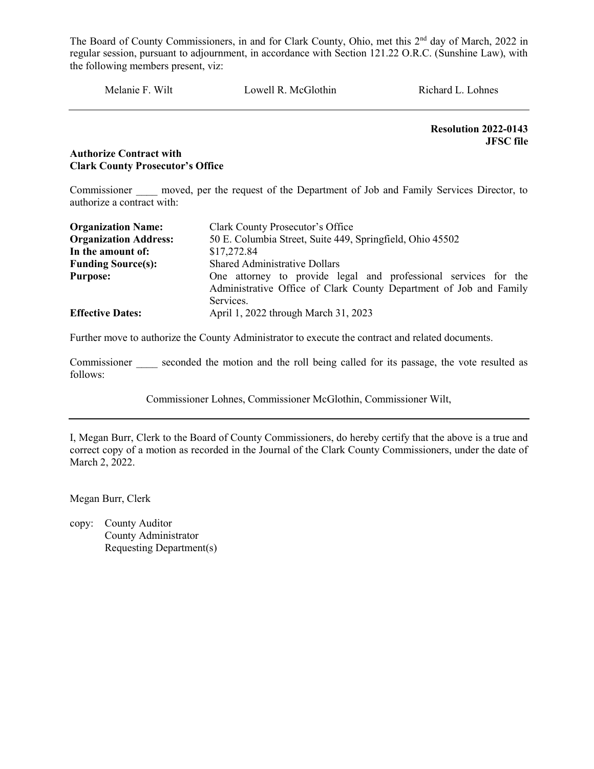The Board of County Commissioners, in and for Clark County, Ohio, met this 2nd day of March, 2022 in regular session, pursuant to adjournment, in accordance with Section 121.22 O.R.C. (Sunshine Law), with the following members present, viz:

Melanie F. Wilt    Lowell R. McGlothin    Richard L. Lohnes

---

**Resolution 2022-0143**
**JFSC file**

**Authorize Contract with**
**Clark County Prosecutor's Office**

Commissioner ____ moved, per the request of the Department of Job and Family Services Director, to authorize a contract with:

| | |
|---|---|
| **Organization Name:** | Clark County Prosecutor's Office |
| **Organization Address:** | 50 E. Columbia Street, Suite 449, Springfield, Ohio 45502 |
| **In the amount of:** | $17,272.84 |
| **Funding Source(s):** | Shared Administrative Dollars |
| **Purpose:** | One attorney to provide legal and professional services for the Administrative Office of Clark County Department of Job and Family Services. |
| **Effective Dates:** | April 1, 2022 through March 31, 2023 |

Further move to authorize the County Administrator to execute the contract and related documents.

Commissioner ____ seconded the motion and the roll being called for its passage, the vote resulted as follows:

Commissioner Lohnes, Commissioner McGlothin, Commissioner Wilt,

---

I, Megan Burr, Clerk to the Board of County Commissioners, do hereby certify that the above is a true and correct copy of a motion as recorded in the Journal of the Clark County Commissioners, under the date of March 2, 2022.

Megan Burr, Clerk

copy: County Auditor
County Administrator
Requesting Department(s)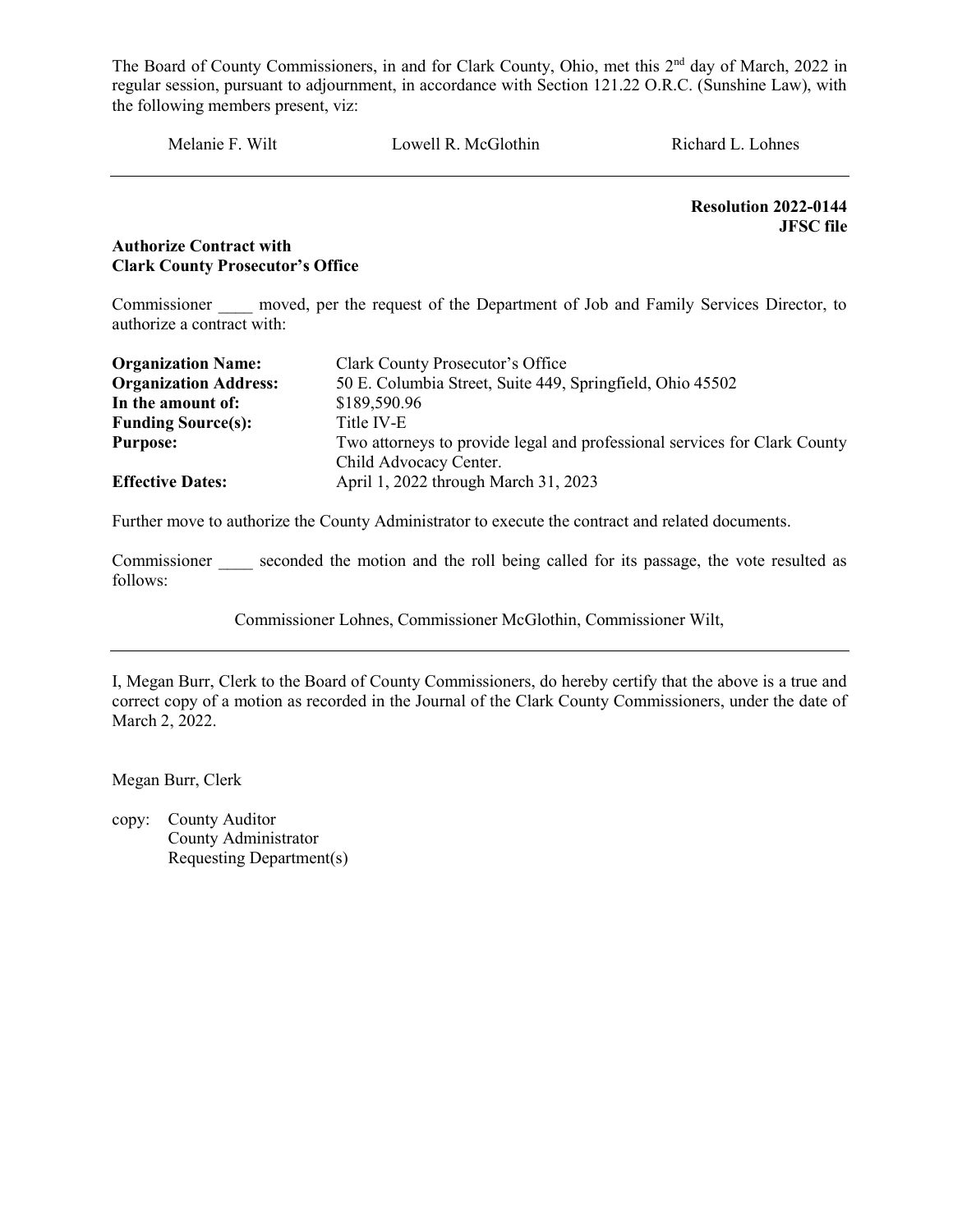The Board of County Commissioners, in and for Clark County, Ohio, met this 2nd day of March, 2022 in regular session, pursuant to adjournment, in accordance with Section 121.22 O.R.C. (Sunshine Law), with the following members present, viz:

Melanie F. Wilt    Lowell R. McGlothin    Richard L. Lohnes

---

**Resolution 2022-0144**
**JFSC file**

**Authorize Contract with**
**Clark County Prosecutor's Office**

Commissioner ____ moved, per the request of the Department of Job and Family Services Director, to authorize a contract with:

| | |
|---|---|
| **Organization Name:** | Clark County Prosecutor's Office |
| **Organization Address:** | 50 E. Columbia Street, Suite 449, Springfield, Ohio 45502 |
| **In the amount of:** | $189,590.96 |
| **Funding Source(s):** | Title IV-E |
| **Purpose:** | Two attorneys to provide legal and professional services for Clark County Child Advocacy Center. |
| **Effective Dates:** | April 1, 2022 through March 31, 2023 |

Further move to authorize the County Administrator to execute the contract and related documents.

Commissioner ____ seconded the motion and the roll being called for its passage, the vote resulted as follows:

Commissioner Lohnes, Commissioner McGlothin, Commissioner Wilt,

---

I, Megan Burr, Clerk to the Board of County Commissioners, do hereby certify that the above is a true and correct copy of a motion as recorded in the Journal of the Clark County Commissioners, under the date of March 2, 2022.

Megan Burr, Clerk

copy: County Auditor
County Administrator
Requesting Department(s)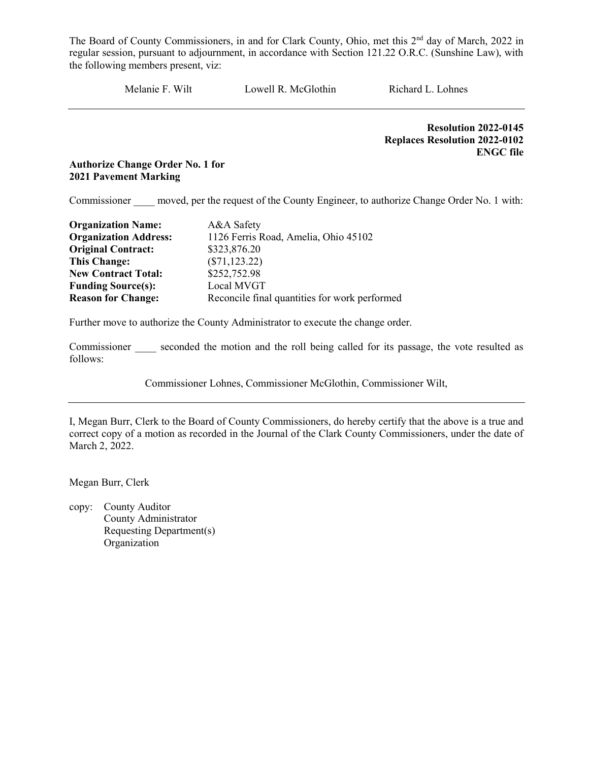The Board of County Commissioners, in and for Clark County, Ohio, met this 2nd day of March, 2022 in regular session, pursuant to adjournment, in accordance with Section 121.22 O.R.C. (Sunshine Law), with the following members present, viz:

Melanie F. Wilt Lowell R. McGlothin Richard L. Lohnes

---

**Resolution 2022-0145**
**Replaces Resolution 2022-0102**
**ENGC file**

**Authorize Change Order No. 1 for**
**2021 Pavement Marking**

Commissioner ____ moved, per the request of the County Engineer, to authorize Change Order No. 1 with:

| | |
|---|---|
| **Organization Name:** | A&A Safety |
| **Organization Address:** | 1126 Ferris Road, Amelia, Ohio 45102 |
| **Original Contract:** | $323,876.20 |
| **This Change:** | ($71,123.22) |
| **New Contract Total:** | $252,752.98 |
| **Funding Source(s):** | Local MVGT |
| **Reason for Change:** | Reconcile final quantities for work performed |

Further move to authorize the County Administrator to execute the change order.

Commissioner ____ seconded the motion and the roll being called for its passage, the vote resulted as follows:

Commissioner Lohnes, Commissioner McGlothin, Commissioner Wilt,

---

I, Megan Burr, Clerk to the Board of County Commissioners, do hereby certify that the above is a true and correct copy of a motion as recorded in the Journal of the Clark County Commissioners, under the date of March 2, 2022.

Megan Burr, Clerk

copy: County Auditor
County Administrator
Requesting Department(s)
Organization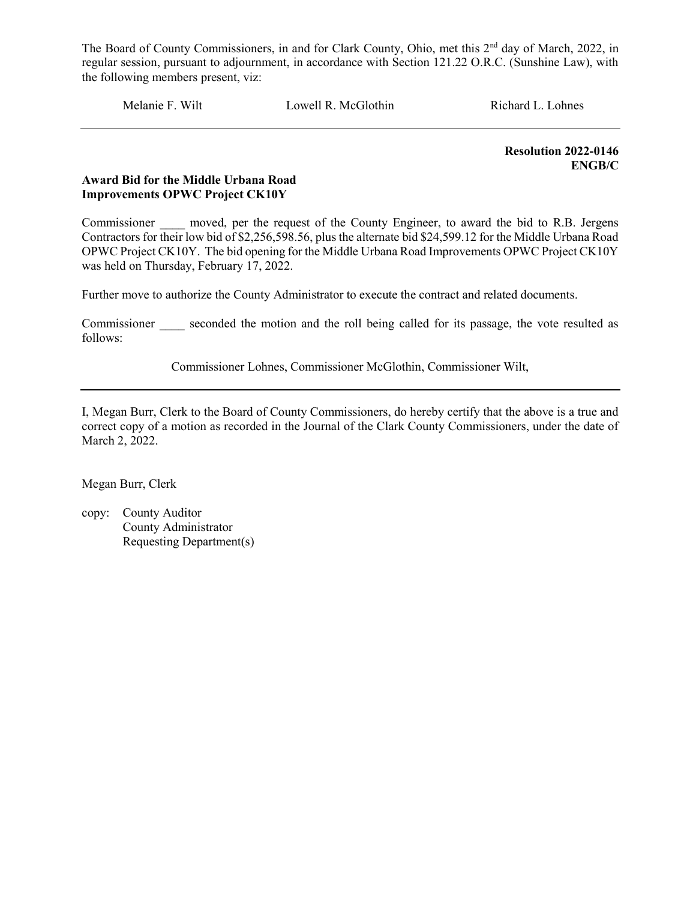The Board of County Commissioners, in and for Clark County, Ohio, met this 2nd day of March, 2022, in regular session, pursuant to adjournment, in accordance with Section 121.22 O.R.C. (Sunshine Law), with the following members present, viz:

Melanie F. Wilt Lowell R. McGlothin Richard L. Lohnes

---

**Resolution 2022-0146**
**ENGB/C**

**Award Bid for the Middle Urbana Road Improvements OPWC Project CK10Y**

Commissioner ____ moved, per the request of the County Engineer, to award the bid to R.B. Jergens Contractors for their low bid of $2,256,598.56, plus the alternate bid $24,599.12 for the Middle Urbana Road OPWC Project CK10Y. The bid opening for the Middle Urbana Road Improvements OPWC Project CK10Y was held on Thursday, February 17, 2022.

Further move to authorize the County Administrator to execute the contract and related documents.

Commissioner ____ seconded the motion and the roll being called for its passage, the vote resulted as follows:

Commissioner Lohnes, Commissioner McGlothin, Commissioner Wilt,

---

I, Megan Burr, Clerk to the Board of County Commissioners, do hereby certify that the above is a true and correct copy of a motion as recorded in the Journal of the Clark County Commissioners, under the date of March 2, 2022.

Megan Burr, Clerk

copy: County Auditor
County Administrator
Requesting Department(s)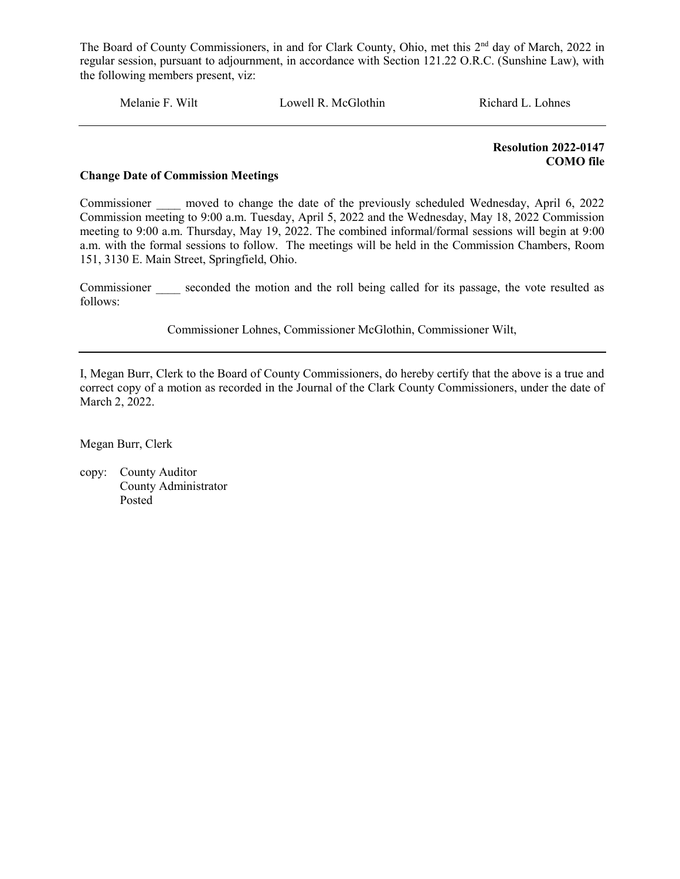The Board of County Commissioners, in and for Clark County, Ohio, met this 2nd day of March, 2022 in regular session, pursuant to adjournment, in accordance with Section 121.22 O.R.C. (Sunshine Law), with the following members present, viz:

Melanie F. Wilt    Lowell R. McGlothin    Richard L. Lohnes

---

**Resolution 2022-0147**
**COMO file**

**Change Date of Commission Meetings**

Commissioner ____ moved to change the date of the previously scheduled Wednesday, April 6, 2022 Commission meeting to 9:00 a.m. Tuesday, April 5, 2022 and the Wednesday, May 18, 2022 Commission meeting to 9:00 a.m. Thursday, May 19, 2022. The combined informal/formal sessions will begin at 9:00 a.m. with the formal sessions to follow. The meetings will be held in the Commission Chambers, Room 151, 3130 E. Main Street, Springfield, Ohio.

Commissioner ____ seconded the motion and the roll being called for its passage, the vote resulted as follows:

Commissioner Lohnes, Commissioner McGlothin, Commissioner Wilt,

---

I, Megan Burr, Clerk to the Board of County Commissioners, do hereby certify that the above is a true and correct copy of a motion as recorded in the Journal of the Clark County Commissioners, under the date of March 2, 2022.

Megan Burr, Clerk

copy: County Auditor
County Administrator
Posted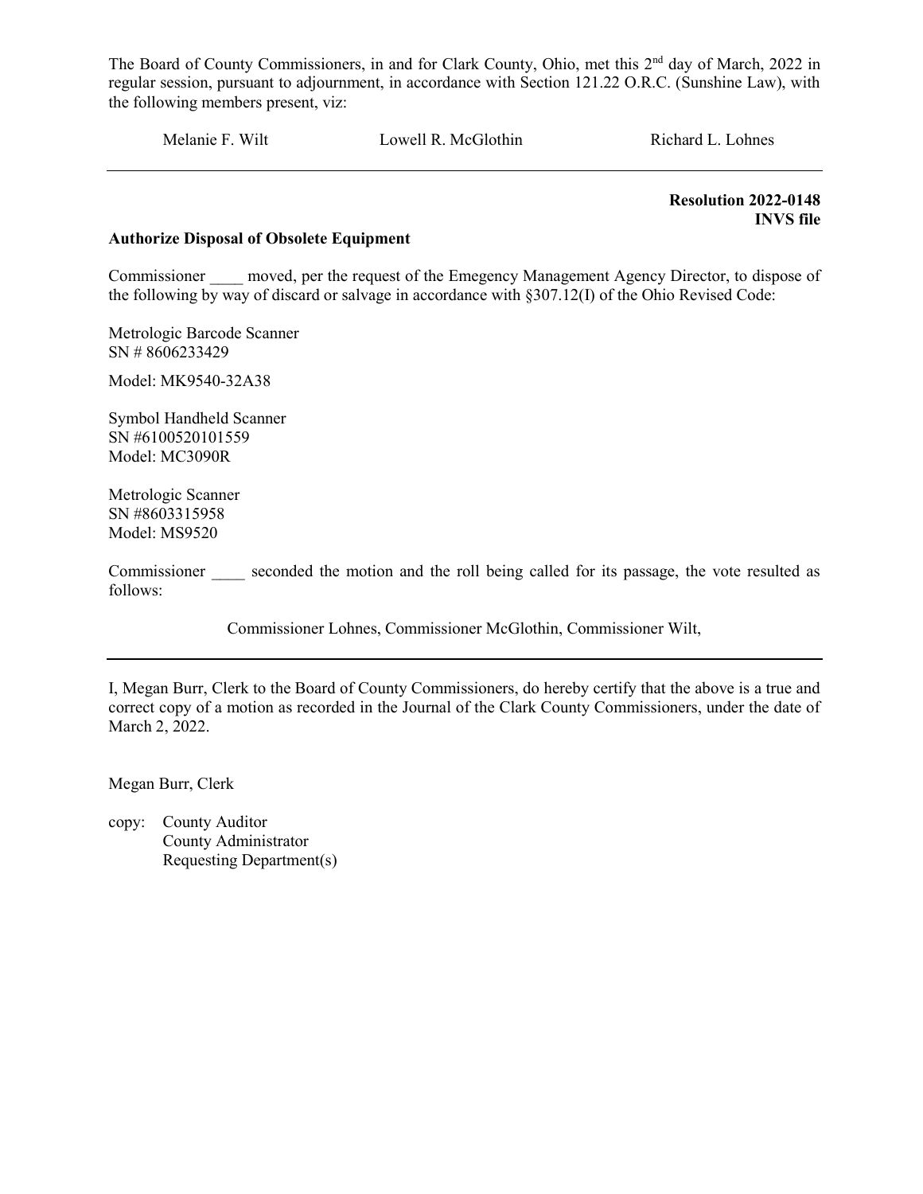The Board of County Commissioners, in and for Clark County, Ohio, met this 2nd day of March, 2022 in regular session, pursuant to adjournment, in accordance with Section 121.22 O.R.C. (Sunshine Law), with the following members present, viz:

Melanie F. Wilt        Lowell R. McGlothin        Richard L. Lohnes

---

**Resolution 2022-0148**
**INVS file**

**Authorize Disposal of Obsolete Equipment**

Commissioner ____ moved, per the request of the Emegency Management Agency Director, to dispose of the following by way of discard or salvage in accordance with §307.12(I) of the Ohio Revised Code:

Metrologic Barcode Scanner
SN # 8606233429
Model: MK9540-32A38

Symbol Handheld Scanner
SN #6100520101559
Model: MC3090R

Metrologic Scanner
SN #8603315958
Model: MS9520

Commissioner ____ seconded the motion and the roll being called for its passage, the vote resulted as follows:

Commissioner Lohnes, Commissioner McGlothin, Commissioner Wilt,

---

I, Megan Burr, Clerk to the Board of County Commissioners, do hereby certify that the above is a true and correct copy of a motion as recorded in the Journal of the Clark County Commissioners, under the date of March 2, 2022.

Megan Burr, Clerk

copy: County Auditor
County Administrator
Requesting Department(s)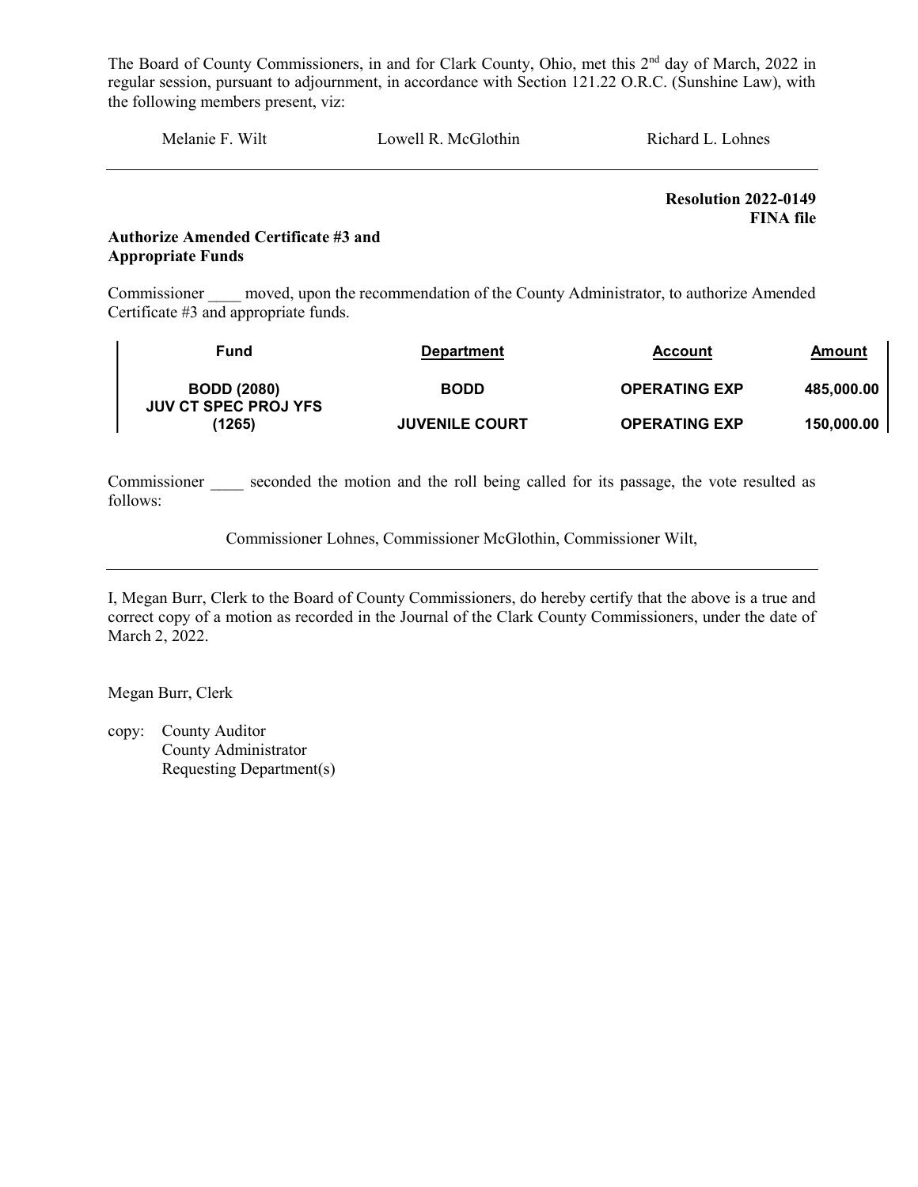The Board of County Commissioners, in and for Clark County, Ohio, met this 2nd day of March, 2022 in regular session, pursuant to adjournment, in accordance with Section 121.22 O.R.C. (Sunshine Law), with the following members present, viz:

Melanie F. Wilt Lowell R. McGlothin Richard L. Lohnes

---

**Resolution 2022-0149**
**FINA file**

**Authorize Amended Certificate #3 and Appropriate Funds**

Commissioner \_\_\_\_ moved, upon the recommendation of the County Administrator, to authorize Amended Certificate #3 and appropriate funds.

| Fund | Department | Account | Amount |
|---|---|---|---|
| BODD (2080) | BODD | OPERATING EXP | 485,000.00 |
| JUV CT SPEC PROJ YFS (1265) | JUVENILE COURT | OPERATING EXP | 150,000.00 |

Commissioner \_\_\_\_ seconded the motion and the roll being called for its passage, the vote resulted as follows:

Commissioner Lohnes, Commissioner McGlothin, Commissioner Wilt,

---

I, Megan Burr, Clerk to the Board of County Commissioners, do hereby certify that the above is a true and correct copy of a motion as recorded in the Journal of the Clark County Commissioners, under the date of March 2, 2022.

Megan Burr, Clerk

copy: County Auditor
County Administrator
Requesting Department(s)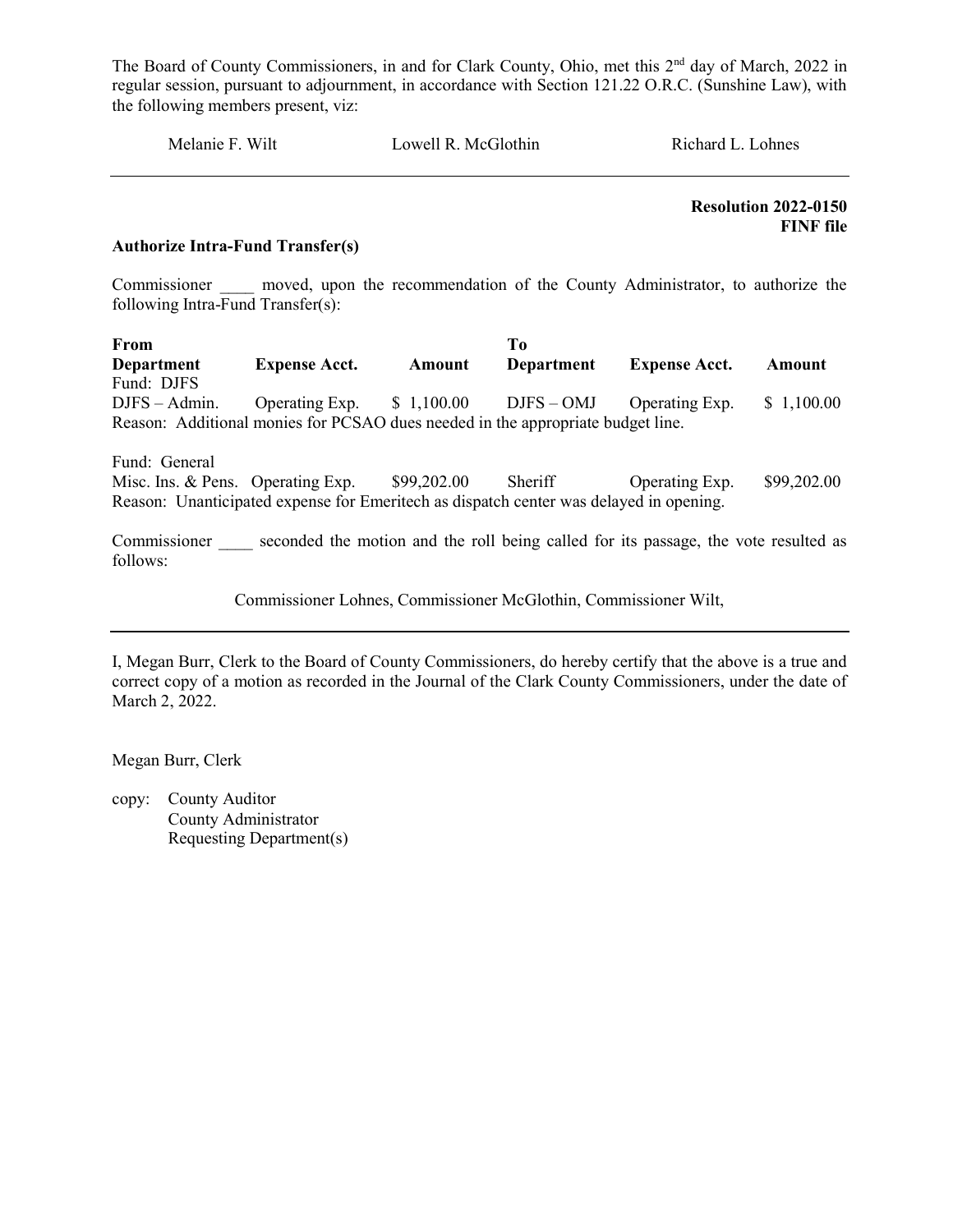The Board of County Commissioners, in and for Clark County, Ohio, met this 2nd day of March, 2022 in regular session, pursuant to adjournment, in accordance with Section 121.22 O.R.C. (Sunshine Law), with the following members present, viz:

Melanie F. Wilt    Lowell R. McGlothin    Richard L. Lohnes

---

**Resolution 2022-0150**
**FINF file**

**Authorize Intra-Fund Transfer(s)**

Commissioner ____ moved, upon the recommendation of the County Administrator, to authorize the following Intra-Fund Transfer(s):

| From Department | Expense Acct. | Amount | To Department | Expense Acct. | Amount |
|---|---|---|---|---|---|
| Fund: DJFS | | | | | |
| DJFS – Admin. | Operating Exp. | $ 1,100.00 | DJFS – OMJ | Operating Exp. | $ 1,100.00 |

Reason: Additional monies for PCSAO dues needed in the appropriate budget line.

| From Department | Expense Acct. | Amount | To Department | Expense Acct. | Amount |
|---|---|---|---|---|---|
| Fund: General | | | | | |
| Misc. Ins. & Pens. | Operating Exp. | $99,202.00 | Sheriff | Operating Exp. | $99,202.00 |

Reason: Unanticipated expense for Emeritech as dispatch center was delayed in opening.

Commissioner ____ seconded the motion and the roll being called for its passage, the vote resulted as follows:

Commissioner Lohnes, Commissioner McGlothin, Commissioner Wilt,

---

I, Megan Burr, Clerk to the Board of County Commissioners, do hereby certify that the above is a true and correct copy of a motion as recorded in the Journal of the Clark County Commissioners, under the date of March 2, 2022.

Megan Burr, Clerk

copy: County Auditor
County Administrator
Requesting Department(s)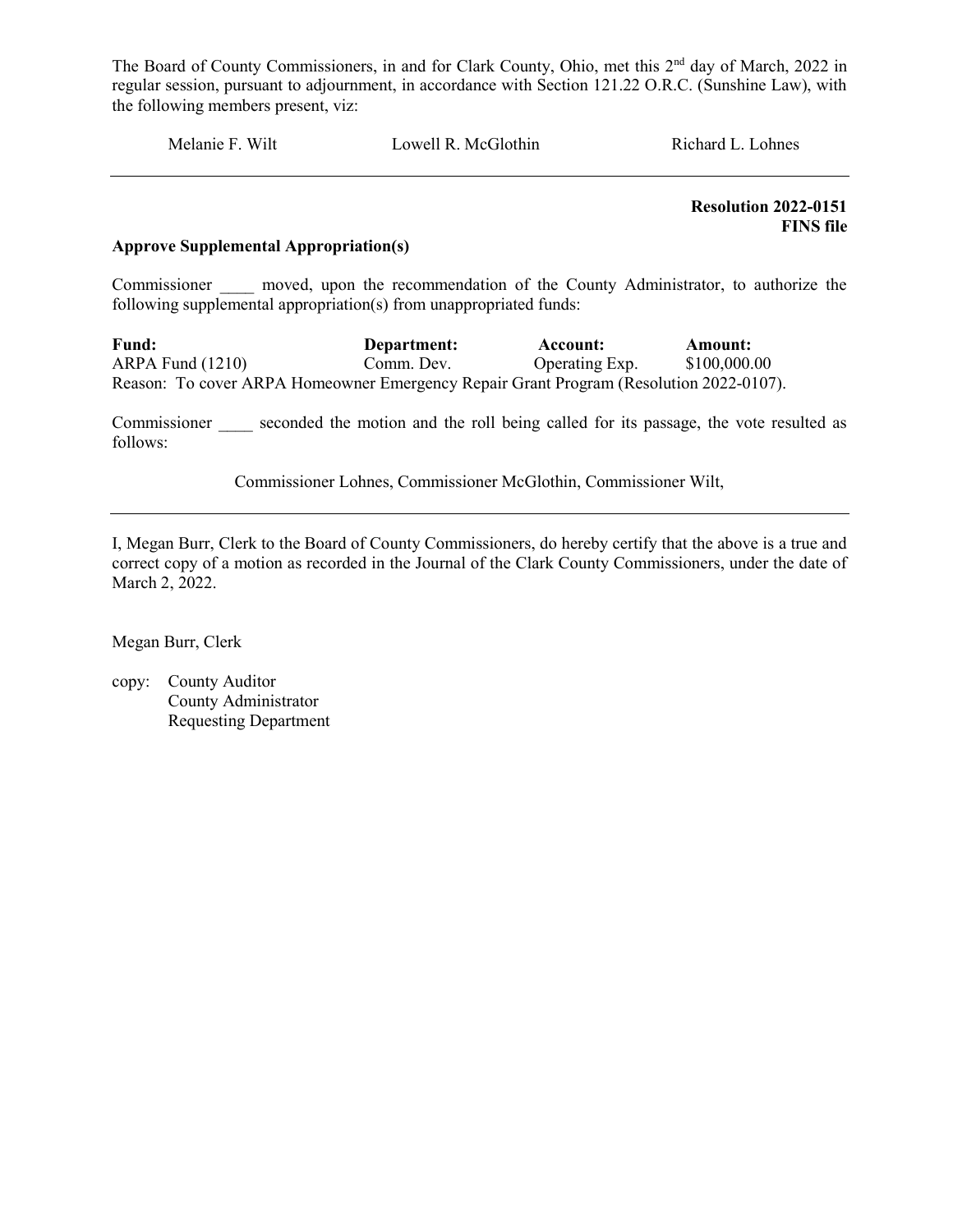The Board of County Commissioners, in and for Clark County, Ohio, met this 2nd day of March, 2022 in regular session, pursuant to adjournment, in accordance with Section 121.22 O.R.C. (Sunshine Law), with the following members present, viz:

Melanie F. Wilt    Lowell R. McGlothin    Richard L. Lohnes

---

**Resolution 2022-0151**
**FINS file**

**Approve Supplemental Appropriation(s)**

Commissioner ____ moved, upon the recommendation of the County Administrator, to authorize the following supplemental appropriation(s) from unappropriated funds:

| **Fund:** | **Department:** | **Account:** | **Amount:** |
|---|---|---|---|
| ARPA Fund (1210) | Comm. Dev. | Operating Exp. | $100,000.00 |

Reason: To cover ARPA Homeowner Emergency Repair Grant Program (Resolution 2022-0107).

Commissioner ____ seconded the motion and the roll being called for its passage, the vote resulted as follows:

Commissioner Lohnes, Commissioner McGlothin, Commissioner Wilt,

---

I, Megan Burr, Clerk to the Board of County Commissioners, do hereby certify that the above is a true and correct copy of a motion as recorded in the Journal of the Clark County Commissioners, under the date of March 2, 2022.

Megan Burr, Clerk

copy: County Auditor
County Administrator
Requesting Department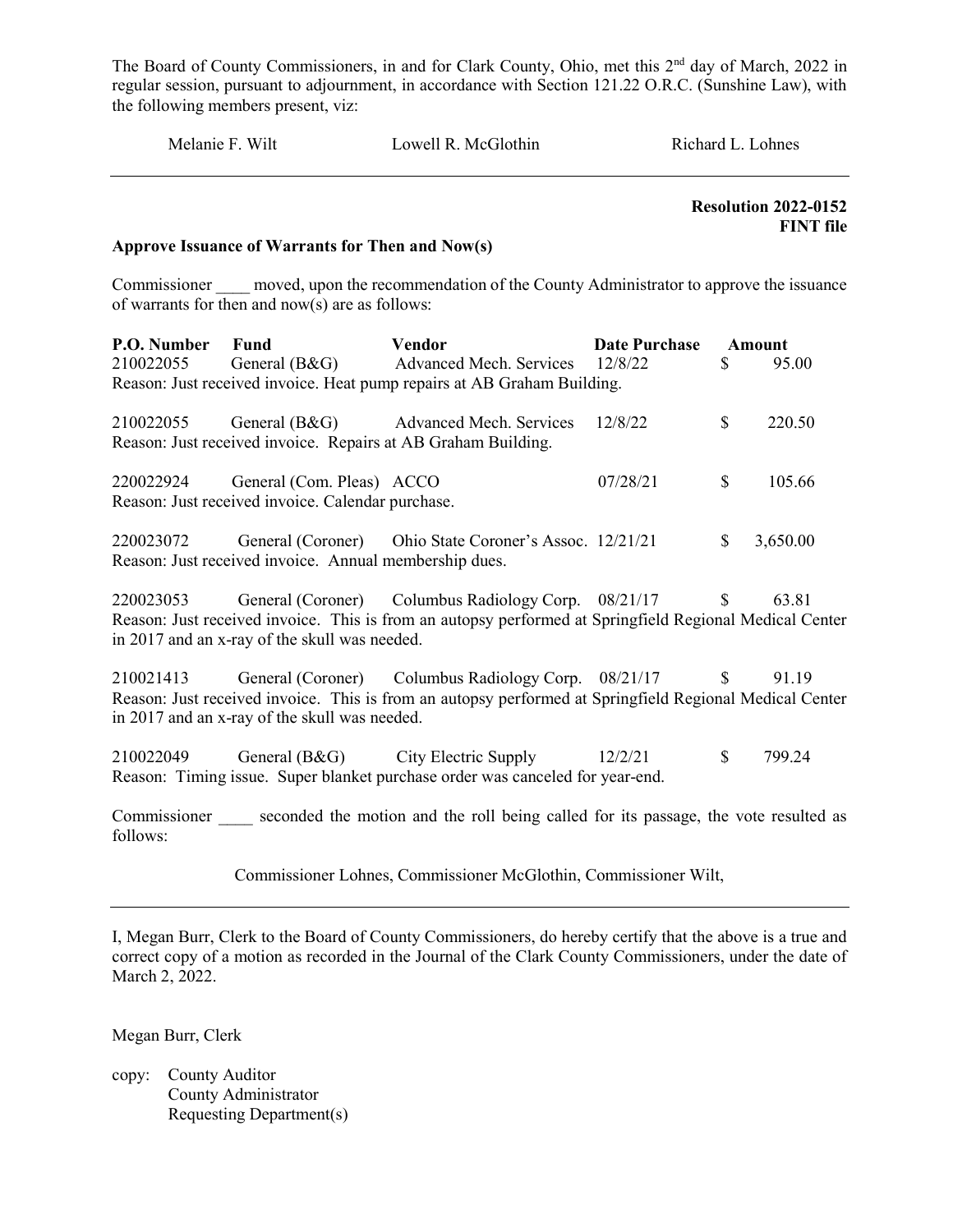The Board of County Commissioners, in and for Clark County, Ohio, met this 2nd day of March, 2022 in regular session, pursuant to adjournment, in accordance with Section 121.22 O.R.C. (Sunshine Law), with the following members present, viz:

Melanie F. Wilt Lowell R. McGlothin Richard L. Lohnes

---

**Resolution 2022-0152**
**FINT file**

**Approve Issuance of Warrants for Then and Now(s)**

Commissioner ____ moved, upon the recommendation of the County Administrator to approve the issuance of warrants for then and now(s) as follows:

| P.O. Number | Fund | Vendor | Date Purchase | Amount |
|---|---|---|---|---|
| 210022055 | General (B&G) | Advanced Mech. Services | 12/8/22 | $ 95.00 |

Reason: Just received invoice. Heat pump repairs at AB Graham Building.

| | | | | |
|---|---|---|---|---|
| 210022055 | General (B&G) | Advanced Mech. Services | 12/8/22 | $ 220.50 |

Reason: Just received invoice. Repairs at AB Graham Building.

| | | | | |
|---|---|---|---|---|
| 220022924 | General (Com. Pleas) | ACCO | 07/28/21 | $ 105.66 |

Reason: Just received invoice. Calendar purchase.

| | | | | |
|---|---|---|---|---|
| 220023072 | General (Coroner) | Ohio State Coroner's Assoc. | 12/21/21 | $ 3,650.00 |

Reason: Just received invoice. Annual membership dues.

| | | | | |
|---|---|---|---|---|
| 220023053 | General (Coroner) | Columbus Radiology Corp. | 08/21/17 | $ 63.81 |

Reason: Just received invoice. This is from an autopsy performed at Springfield Regional Medical Center in 2017 and an x-ray of the skull was needed.

| | | | | |
|---|---|---|---|---|
| 210021413 | General (Coroner) | Columbus Radiology Corp. | 08/21/17 | $ 91.19 |

Reason: Just received invoice. This is from an autopsy performed at Springfield Regional Medical Center in 2017 and an x-ray of the skull was needed.

| | | | | |
|---|---|---|---|---|
| 210022049 | General (B&G) | City Electric Supply | 12/2/21 | $ 799.24 |

Reason: Timing issue. Super blanket purchase order was canceled for year-end.

Commissioner ____ seconded the motion and the roll being called for its passage, the vote resulted as follows:

Commissioner Lohnes, Commissioner McGlothin, Commissioner Wilt,

---

I, Megan Burr, Clerk to the Board of County Commissioners, do hereby certify that the above is a true and correct copy of a motion as recorded in the Journal of the Clark County Commissioners, under the date of March 2, 2022.

Megan Burr, Clerk

copy: County Auditor
County Administrator
Requesting Department(s)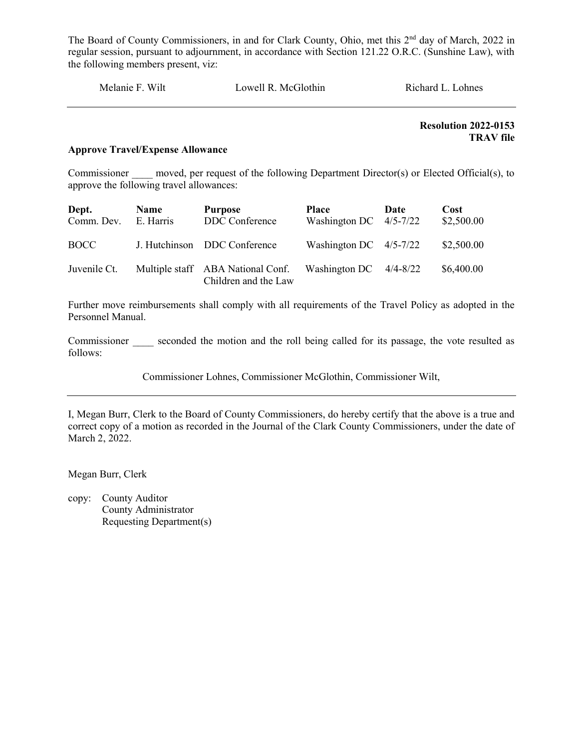The Board of County Commissioners, in and for Clark County, Ohio, met this 2nd day of March, 2022 in regular session, pursuant to adjournment, in accordance with Section 121.22 O.R.C. (Sunshine Law), with the following members present, viz:

Melanie F. Wilt Lowell R. McGlothin Richard L. Lohnes

---

**Resolution 2022-0153**
**TRAV file**

**Approve Travel/Expense Allowance**

Commissioner ____ moved, per request of the following Department Director(s) or Elected Official(s), to approve the following travel allowances:

| Dept. | Name | Purpose | Place | Date | Cost |
|---|---|---|---|---|---|
| Comm. Dev. | E. Harris | DDC Conference | Washington DC | 4/5-7/22 | $2,500.00 |
| BOCC | J. Hutchinson | DDC Conference | Washington DC | 4/5-7/22 | $2,500.00 |
| Juvenile Ct. | Multiple staff | ABA National Conf. Children and the Law | Washington DC | 4/4-8/22 | $6,400.00 |

Further move reimbursements shall comply with all requirements of the Travel Policy as adopted in the Personnel Manual.

Commissioner ____ seconded the motion and the roll being called for its passage, the vote resulted as follows:

Commissioner Lohnes, Commissioner McGlothin, Commissioner Wilt,

---

I, Megan Burr, Clerk to the Board of County Commissioners, do hereby certify that the above is a true and correct copy of a motion as recorded in the Journal of the Clark County Commissioners, under the date of March 2, 2022.

Megan Burr, Clerk

copy: County Auditor
County Administrator
Requesting Department(s)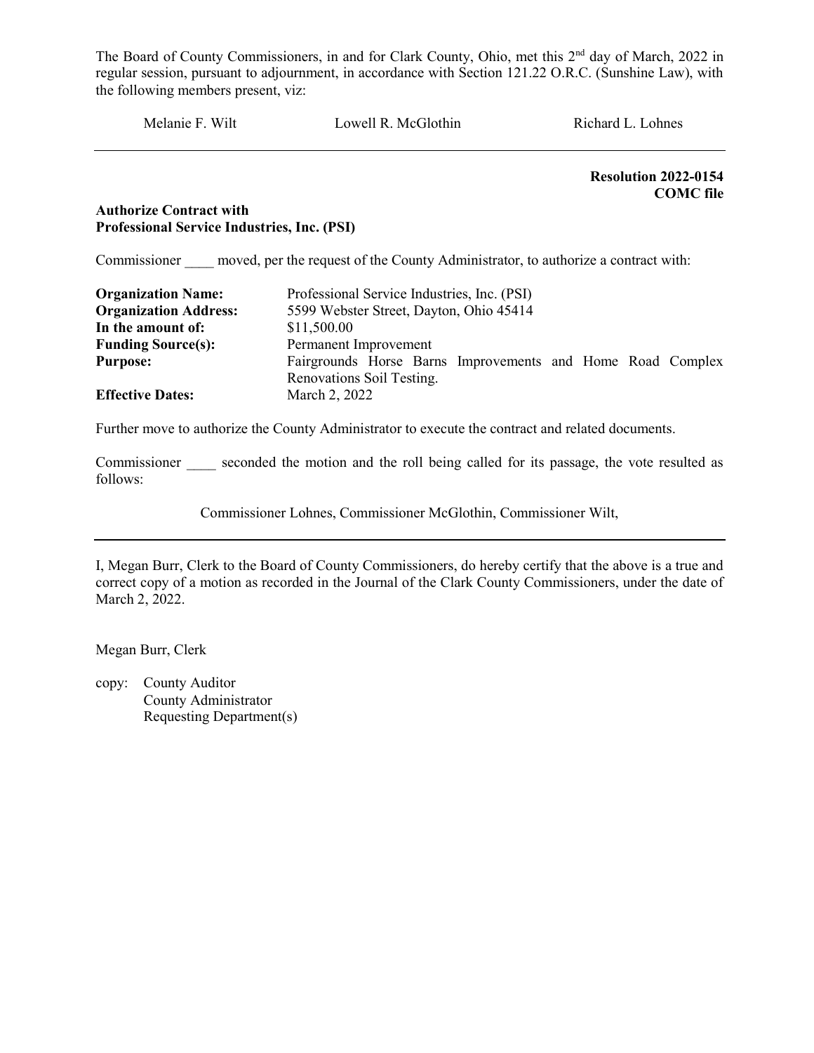The Board of County Commissioners, in and for Clark County, Ohio, met this 2nd day of March, 2022 in regular session, pursuant to adjournment, in accordance with Section 121.22 O.R.C. (Sunshine Law), with the following members present, viz:

Melanie F. Wilt　　　　Lowell R. McGlothin　　　　Richard L. Lohnes

---

**Resolution 2022-0154**
**COMC file**

**Authorize Contract with**
**Professional Service Industries, Inc. (PSI)**

Commissioner ____ moved, per the request of the County Administrator, to authorize a contract with:

| | |
|---|---|
| **Organization Name:** | Professional Service Industries, Inc. (PSI) |
| **Organization Address:** | 5599 Webster Street, Dayton, Ohio 45414 |
| **In the amount of:** | $11,500.00 |
| **Funding Source(s):** | Permanent Improvement |
| **Purpose:** | Fairgrounds Horse Barns Improvements and Home Road Complex Renovations Soil Testing. |
| **Effective Dates:** | March 2, 2022 |

Further move to authorize the County Administrator to execute the contract and related documents.

Commissioner ____ seconded the motion and the roll being called for its passage, the vote resulted as follows:

Commissioner Lohnes, Commissioner McGlothin, Commissioner Wilt,

---

I, Megan Burr, Clerk to the Board of County Commissioners, do hereby certify that the above is a true and correct copy of a motion as recorded in the Journal of the Clark County Commissioners, under the date of March 2, 2022.

Megan Burr, Clerk

copy: County Auditor
County Administrator
Requesting Department(s)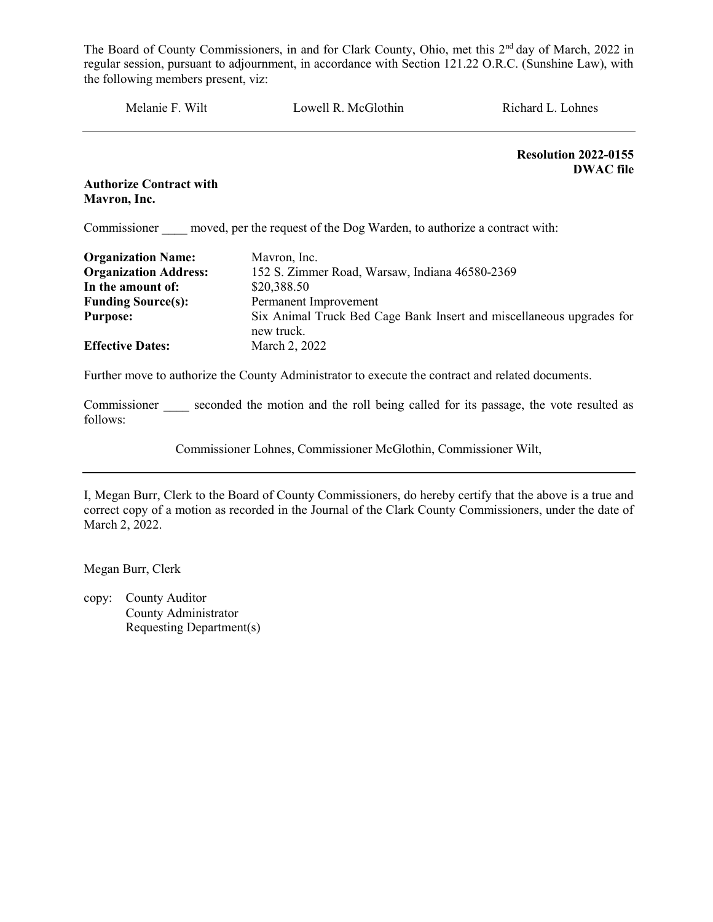The Board of County Commissioners, in and for Clark County, Ohio, met this 2nd day of March, 2022 in regular session, pursuant to adjournment, in accordance with Section 121.22 O.R.C. (Sunshine Law), with the following members present, viz:

Melanie F. Wilt    Lowell R. McGlothin    Richard L. Lohnes

---

**Resolution 2022-0155**
**DWAC file**

**Authorize Contract with Mavron, Inc.**

Commissioner ____ moved, per the request of the Dog Warden, to authorize a contract with:

| | |
|---|---|
| **Organization Name:** | Mavron, Inc. |
| **Organization Address:** | 152 S. Zimmer Road, Warsaw, Indiana 46580-2369 |
| **In the amount of:** | $20,388.50 |
| **Funding Source(s):** | Permanent Improvement |
| **Purpose:** | Six Animal Truck Bed Cage Bank Insert and miscellaneous upgrades for new truck. |
| **Effective Dates:** | March 2, 2022 |

Further move to authorize the County Administrator to execute the contract and related documents.

Commissioner ____ seconded the motion and the roll being called for its passage, the vote resulted as follows:

Commissioner Lohnes, Commissioner McGlothin, Commissioner Wilt,

---

I, Megan Burr, Clerk to the Board of County Commissioners, do hereby certify that the above is a true and correct copy of a motion as recorded in the Journal of the Clark County Commissioners, under the date of March 2, 2022.

Megan Burr, Clerk

copy: County Auditor
County Administrator
Requesting Department(s)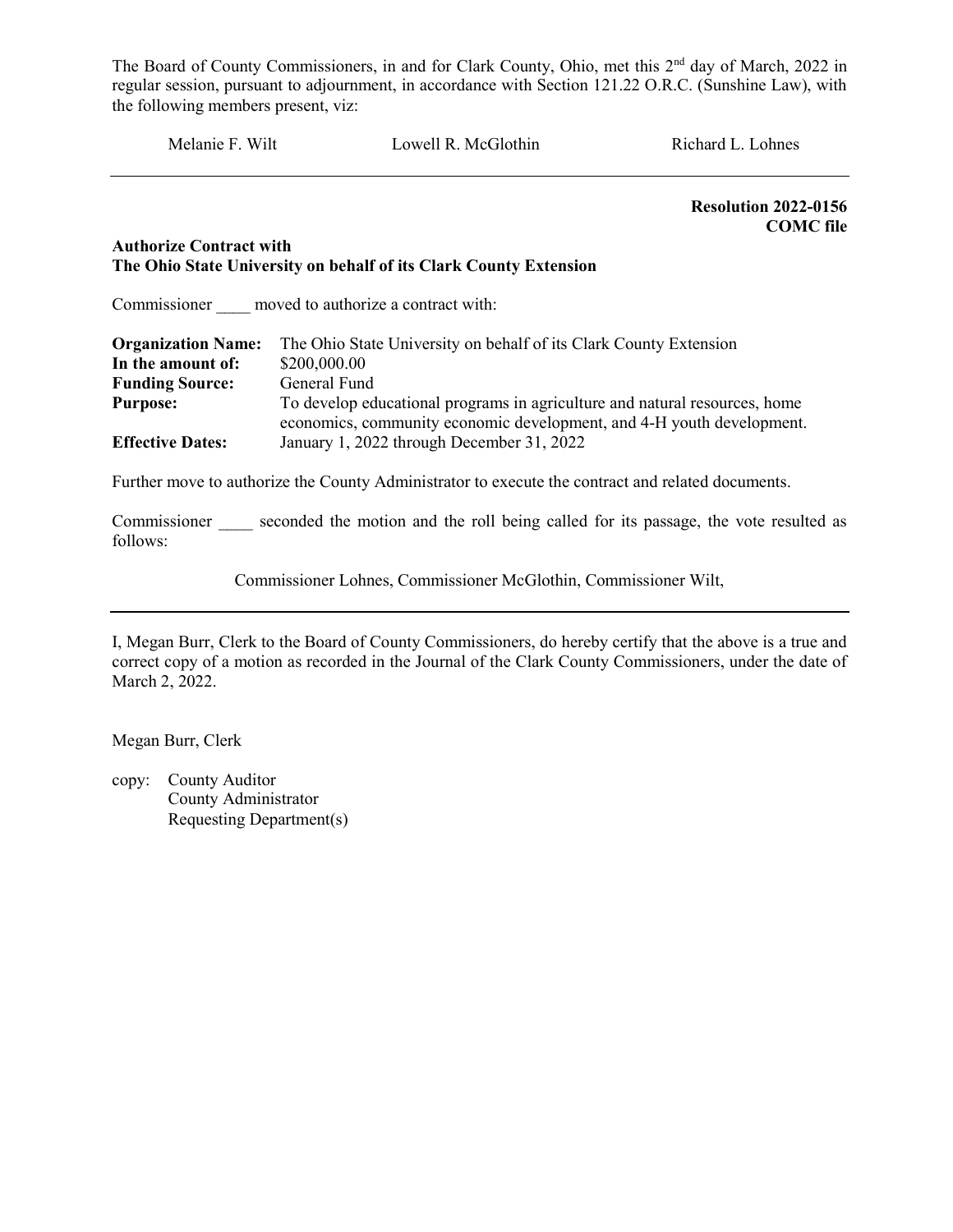The Board of County Commissioners, in and for Clark County, Ohio, met this 2nd day of March, 2022 in regular session, pursuant to adjournment, in accordance with Section 121.22 O.R.C. (Sunshine Law), with the following members present, viz:

| | | |
|---|---|---|
| Melanie F. Wilt | Lowell R. McGlothin | Richard L. Lohnes |

---

**Resolution 2022-0156**
**COMC file**

**Authorize Contract with**
**The Ohio State University on behalf of its Clark County Extension**

Commissioner ____ moved to authorize a contract with:

| | |
|---|---|
| **Organization Name:** | The Ohio State University on behalf of its Clark County Extension |
| **In the amount of:** | $200,000.00 |
| **Funding Source:** | General Fund |
| **Purpose:** | To develop educational programs in agriculture and natural resources, home economics, community economic development, and 4-H youth development. |
| **Effective Dates:** | January 1, 2022 through December 31, 2022 |

Further move to authorize the County Administrator to execute the contract and related documents.

Commissioner ____ seconded the motion and the roll being called for its passage, the vote resulted as follows:

Commissioner Lohnes, Commissioner McGlothin, Commissioner Wilt,

---

I, Megan Burr, Clerk to the Board of County Commissioners, do hereby certify that the above is a true and correct copy of a motion as recorded in the Journal of the Clark County Commissioners, under the date of March 2, 2022.

Megan Burr, Clerk

copy: County Auditor
County Administrator
Requesting Department(s)